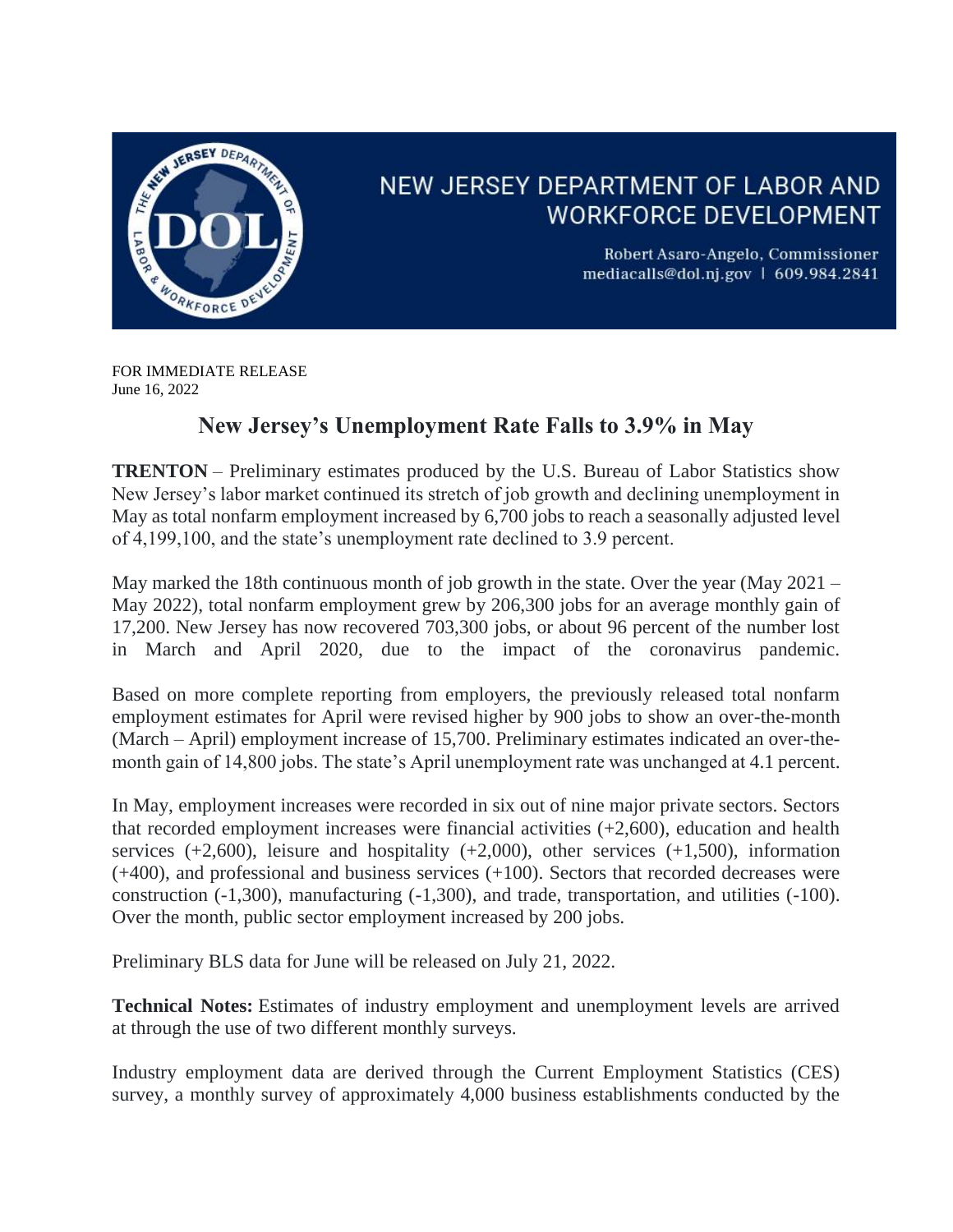NEW JERSEY DEPARTMENT OF LABOR AND WORKFORCE DEVELOPMENT

Robert Asaro-Angelo, Commissioner
mediacalls@dol.nj.gov | 609.984.2841

FOR IMMEDIATE RELEASE
June 16, 2022

# New Jersey's Unemployment Rate Falls to 3.9% in May

**TRENTON** – Preliminary estimates produced by the U.S. Bureau of Labor Statistics show New Jersey's labor market continued its stretch of job growth and declining unemployment in May as total nonfarm employment increased by 6,700 jobs to reach a seasonally adjusted level of 4,199,100, and the state's unemployment rate declined to 3.9 percent.

May marked the 18th continuous month of job growth in the state. Over the year (May 2021 – May 2022), total nonfarm employment grew by 206,300 jobs for an average monthly gain of 17,200. New Jersey has now recovered 703,300 jobs, or about 96 percent of the number lost in March and April 2020, due to the impact of the coronavirus pandemic.

Based on more complete reporting from employers, the previously released total nonfarm employment estimates for April were revised higher by 900 jobs to show an over-the-month (March – April) employment increase of 15,700. Preliminary estimates indicated an over-the-month gain of 14,800 jobs. The state's April unemployment rate was unchanged at 4.1 percent.

In May, employment increases were recorded in six out of nine major private sectors. Sectors that recorded employment increases were financial activities (+2,600), education and health services (+2,600), leisure and hospitality (+2,000), other services (+1,500), information (+400), and professional and business services (+100). Sectors that recorded decreases were construction (-1,300), manufacturing (-1,300), and trade, transportation, and utilities (-100). Over the month, public sector employment increased by 200 jobs.

Preliminary BLS data for June will be released on July 21, 2022.

**Technical Notes:** Estimates of industry employment and unemployment levels are arrived at through the use of two different monthly surveys.

Industry employment data are derived through the Current Employment Statistics (CES) survey, a monthly survey of approximately 4,000 business establishments conducted by the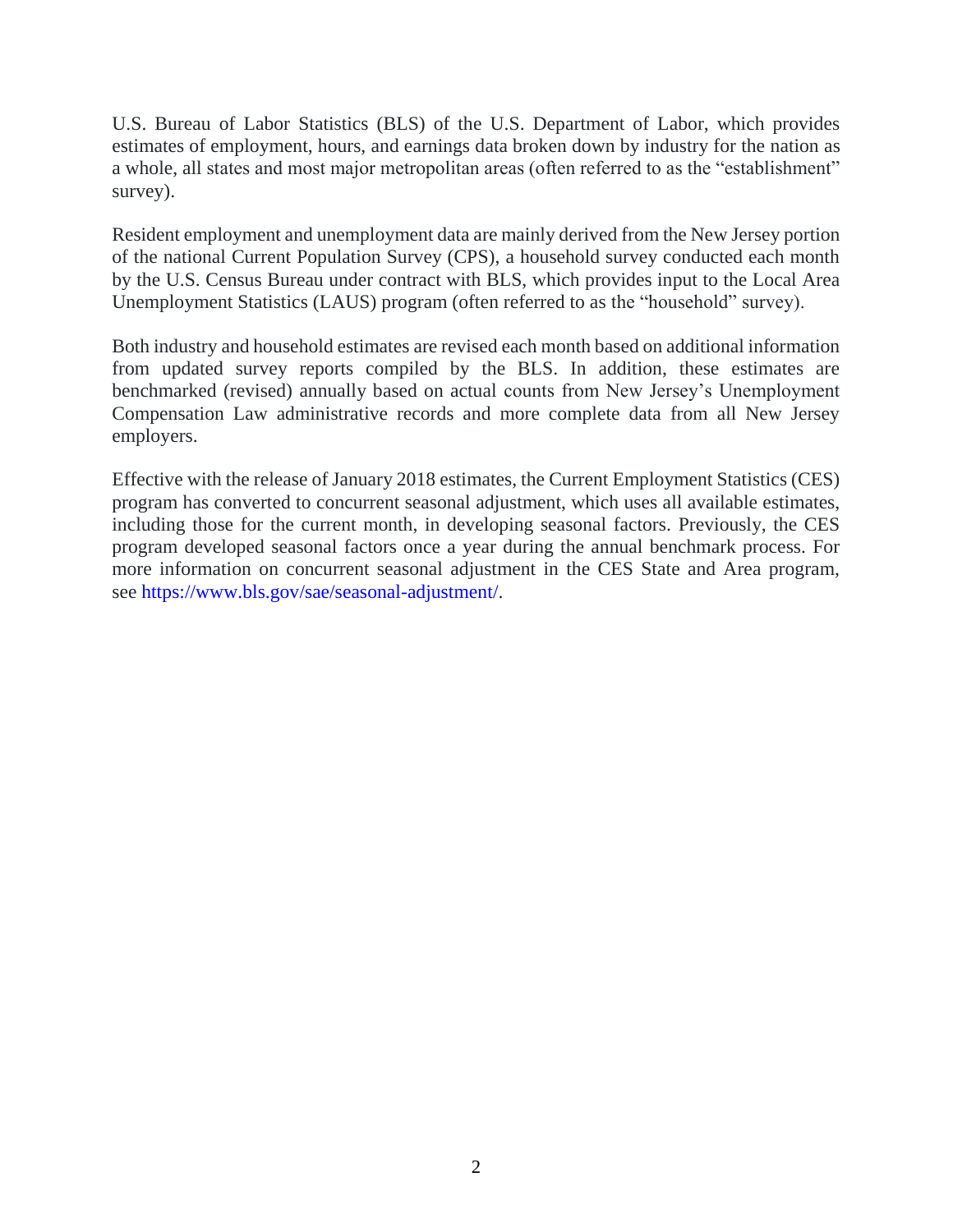U.S. Bureau of Labor Statistics (BLS) of the U.S. Department of Labor, which provides estimates of employment, hours, and earnings data broken down by industry for the nation as a whole, all states and most major metropolitan areas (often referred to as the "establishment" survey).

Resident employment and unemployment data are mainly derived from the New Jersey portion of the national Current Population Survey (CPS), a household survey conducted each month by the U.S. Census Bureau under contract with BLS, which provides input to the Local Area Unemployment Statistics (LAUS) program (often referred to as the "household" survey).

Both industry and household estimates are revised each month based on additional information from updated survey reports compiled by the BLS. In addition, these estimates are benchmarked (revised) annually based on actual counts from New Jersey's Unemployment Compensation Law administrative records and more complete data from all New Jersey employers.

Effective with the release of January 2018 estimates, the Current Employment Statistics (CES) program has converted to concurrent seasonal adjustment, which uses all available estimates, including those for the current month, in developing seasonal factors. Previously, the CES program developed seasonal factors once a year during the annual benchmark process. For more information on concurrent seasonal adjustment in the CES State and Area program, see https://www.bls.gov/sae/seasonal-adjustment/.